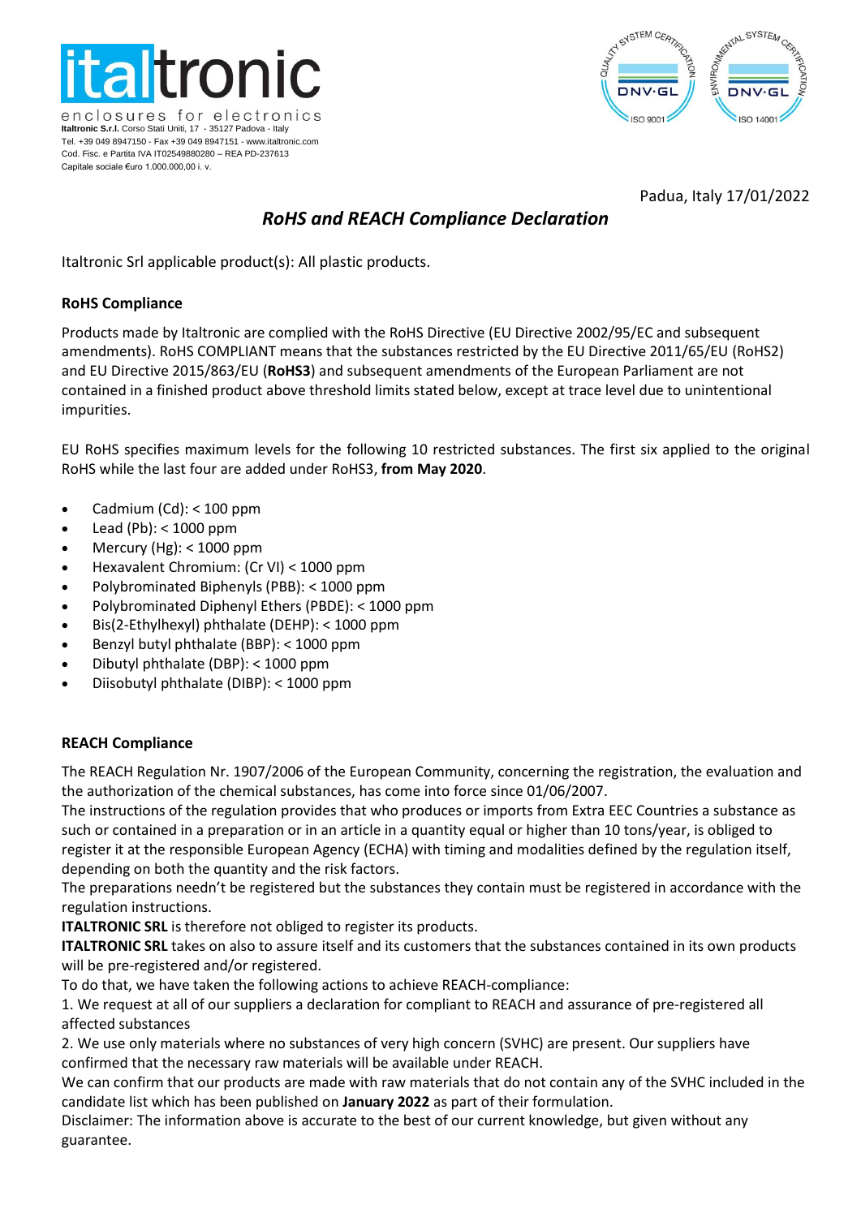italtronic
enclosures for electronics
**Italtronic S.r.l.** Corso Stati Uniti, 17 - 35127 Padova - Italy
Tel. +39 049 8947150 - Fax +39 049 8947151 - www.italtronic.com
Cod. Fisc. e Partita IVA IT02549880280 – REA PD-237613
Capitale sociale €uro 1.000.000,00 i. v.

Padua, Italy 17/01/2022

# *RoHS and REACH Compliance Declaration*

Italtronic Srl applicable product(s): All plastic products.

## RoHS Compliance

Products made by Italtronic are complied with the RoHS Directive (EU Directive 2002/95/EC and subsequent amendments). RoHS COMPLIANT means that the substances restricted by the EU Directive 2011/65/EU (RoHS2) and EU Directive 2015/863/EU (**RoHS3**) and subsequent amendments of the European Parliament are not contained in a finished product above threshold limits stated below, except at trace level due to unintentional impurities.

EU RoHS specifies maximum levels for the following 10 restricted substances. The first six applied to the original RoHS while the last four are added under RoHS3, **from May 2020**.

- Cadmium (Cd): < 100 ppm
- Lead (Pb): < 1000 ppm
- Mercury (Hg): < 1000 ppm
- Hexavalent Chromium: (Cr VI) < 1000 ppm
- Polybrominated Biphenyls (PBB): < 1000 ppm
- Polybrominated Diphenyl Ethers (PBDE): < 1000 ppm
- Bis(2-Ethylhexyl) phthalate (DEHP): < 1000 ppm
- Benzyl butyl phthalate (BBP): < 1000 ppm
- Dibutyl phthalate (DBP): < 1000 ppm
- Diisobutyl phthalate (DIBP): < 1000 ppm

## REACH Compliance

The REACH Regulation Nr. 1907/2006 of the European Community, concerning the registration, the evaluation and the authorization of the chemical substances, has come into force since 01/06/2007.
The instructions of the regulation provides that who produces or imports from Extra EEC Countries a substance as such or contained in a preparation or in an article in a quantity equal or higher than 10 tons/year, is obliged to register it at the responsible European Agency (ECHA) with timing and modalities defined by the regulation itself, depending on both the quantity and the risk factors.
The preparations needn't be registered but the substances they contain must be registered in accordance with the regulation instructions.
**ITALTRONIC SRL** is therefore not obliged to register its products.
**ITALTRONIC SRL** takes on also to assure itself and its customers that the substances contained in its own products will be pre-registered and/or registered.
To do that, we have taken the following actions to achieve REACH-compliance:
1. We request at all of our suppliers a declaration for compliant to REACH and assurance of pre-registered all affected substances
2. We use only materials where no substances of very high concern (SVHC) are present. Our suppliers have confirmed that the necessary raw materials will be available under REACH.
We can confirm that our products are made with raw materials that do not contain any of the SVHC included in the candidate list which has been published on **January 2022** as part of their formulation.
Disclaimer: The information above is accurate to the best of our current knowledge, but given without any guarantee.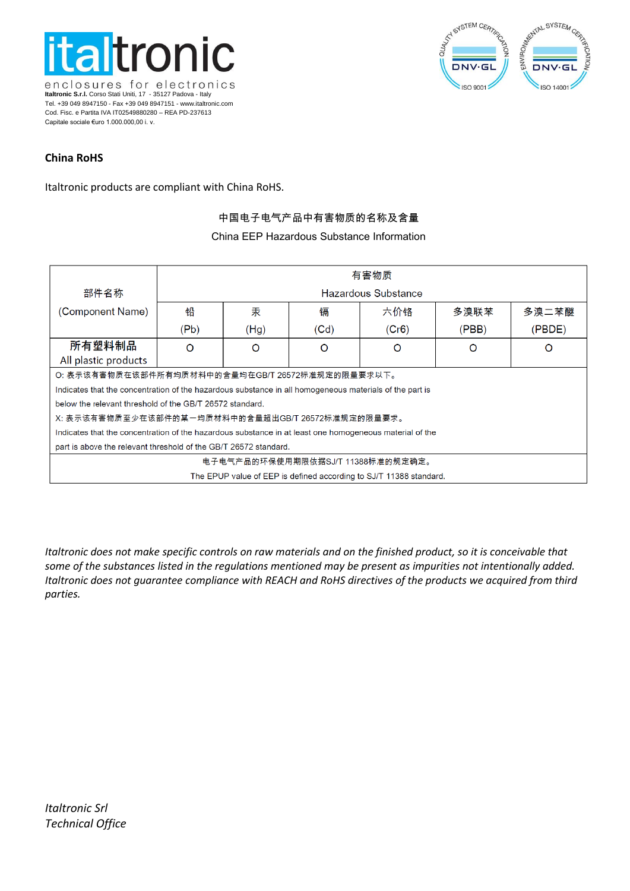italtronic
enclosures for electronics

**Italtronic S.r.l.** Corso Stati Uniti, 17 - 35127 Padova - Italy
Tel. +39 049 8947150 - Fax +39 049 8947151 - www.italtronic.com
Cod. Fisc. e Partita IVA IT02549880280 – REA PD-237613
Capitale sociale €uro 1.000.000,00 i. v.

QUALITY SYSTEM CERTIFICATION DNV·GL ISO 9001

ENVIRONMENTAL SYSTEM CERTIFICATION DNV·GL ISO 14001

## China RoHS

Italtronic products are compliant with China RoHS.

中国电子电气产品中有害物质的名称及含量

China EEP Hazardous Substance Information

| 部件名称 (Component Name) | 有害物质 Hazardous Substance | | | | | |
|---|---|---|---|---|---|---|
| | 铅 (Pb) | 汞 (Hg) | 镉 (Cd) | 六价铬 (Cr6) | 多溴联苯 (PBB) | 多溴二苯醚 (PBDE) |
| 所有塑料制品 All plastic products | O | O | O | O | O | O |

O: 表示该有害物质在该部件所有均质材料中的含量均在GB/T 26572标准规定的限量要求以下。
Indicates that the concentration of the hazardous substance in all homogeneous materials of the part is below the relevant threshold of the GB/T 26572 standard.
X: 表示该有害物质至少在该部件的某一均质材料中的含量超出GB/T 26572标准规定的限量要求。
Indicates that the concentration of the hazardous substance in at least one homogeneous material of the part is above the relevant threshold of the GB/T 26572 standard.

电子电气产品的环保使用期限依据SJ/T 11388标准的规定确定。
The EPUP value of EEP is defined according to SJ/T 11388 standard.

*Italtronic does not make specific controls on raw materials and on the finished product, so it is conceivable that some of the substances listed in the regulations mentioned may be present as impurities not intentionally added. Italtronic does not guarantee compliance with REACH and RoHS directives of the products we acquired from third parties.*

*Italtronic Srl*
*Technical Office*